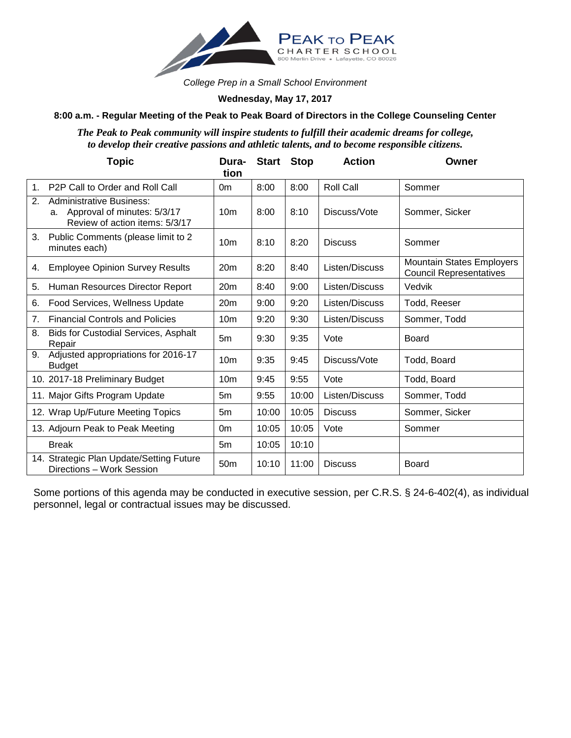PEAK TO PEAK
CHARTER SCHOOL
800 Merlin Drive • Lafayette, CO 80026

*College Prep in a Small School Environment*

**Wednesday, May 17, 2017**

**8:00 a.m. - Regular Meeting of the Peak to Peak Board of Directors in the College Counseling Center**

***The Peak to Peak community will inspire students to fulfill their academic dreams for college, to develop their creative passions and athletic talents, and to become responsible citizens.***

| Topic | Duration | Start | Stop | Action | Owner |
|---|---|---|---|---|---|
| 1. P2P Call to Order and Roll Call | 0m | 8:00 | 8:00 | Roll Call | Sommer |
| 2. Administrative Business: a. Approval of minutes: 5/3/17 Review of action items: 5/3/17 | 10m | 8:00 | 8:10 | Discuss/Vote | Sommer, Sicker |
| 3. Public Comments (please limit to 2 minutes each) | 10m | 8:10 | 8:20 | Discuss | Sommer |
| 4. Employee Opinion Survey Results | 20m | 8:20 | 8:40 | Listen/Discuss | Mountain States Employers Council Representatives |
| 5. Human Resources Director Report | 20m | 8:40 | 9:00 | Listen/Discuss | Vedvik |
| 6. Food Services, Wellness Update | 20m | 9:00 | 9:20 | Listen/Discuss | Todd, Reeser |
| 7. Financial Controls and Policies | 10m | 9:20 | 9:30 | Listen/Discuss | Sommer, Todd |
| 8. Bids for Custodial Services, Asphalt Repair | 5m | 9:30 | 9:35 | Vote | Board |
| 9. Adjusted appropriations for 2016-17 Budget | 10m | 9:35 | 9:45 | Discuss/Vote | Todd, Board |
| 10. 2017-18 Preliminary Budget | 10m | 9:45 | 9:55 | Vote | Todd, Board |
| 11. Major Gifts Program Update | 5m | 9:55 | 10:00 | Listen/Discuss | Sommer, Todd |
| 12. Wrap Up/Future Meeting Topics | 5m | 10:00 | 10:05 | Discuss | Sommer, Sicker |
| 13. Adjourn Peak to Peak Meeting | 0m | 10:05 | 10:05 | Vote | Sommer |
| Break | 5m | 10:05 | 10:10 | | |
| 14. Strategic Plan Update/Setting Future Directions – Work Session | 50m | 10:10 | 11:00 | Discuss | Board |

Some portions of this agenda may be conducted in executive session, per C.R.S. § 24-6-402(4), as individual personnel, legal or contractual issues may be discussed.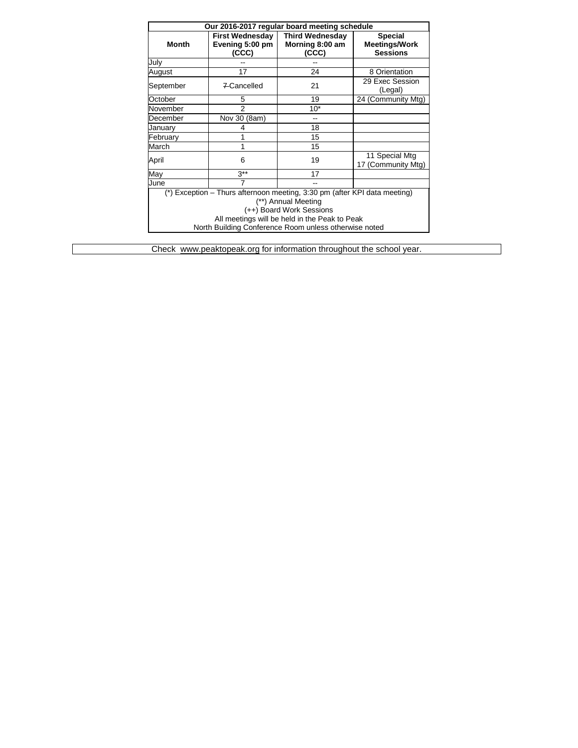| Our 2016-2017 regular board meeting schedule | | | |
|---|---|---|---|
| **Month** | **First Wednesday Evening 5:00 pm (CCC)** | **Third Wednesday Morning 8:00 am (CCC)** | **Special Meetings/Work Sessions** |
| July | -- | -- | |
| August | 17 | 24 | 8 Orientation |
| September | ~~7~~ Cancelled | 21 | 29 Exec Session (Legal) |
| October | 5 | 19 | 24 (Community Mtg) |
| November | 2 | 10* | |
| December | Nov 30 (8am) | -- | |
| January | 4 | 18 | |
| February | 1 | 15 | |
| March | 1 | 15 | |
| April | 6 | 19 | 11 Special Mtg<br>17 (Community Mtg) |
| May | 3** | 17 | |
| June | 7 | -- | |

(*) Exception – Thurs afternoon meeting, 3:30 pm (after KPI data meeting)
(**) Annual Meeting
(++) Board Work Sessions
All meetings will be held in the Peak to Peak
North Building Conference Room unless otherwise noted

Check www.peaktopeak.org for information throughout the school year.